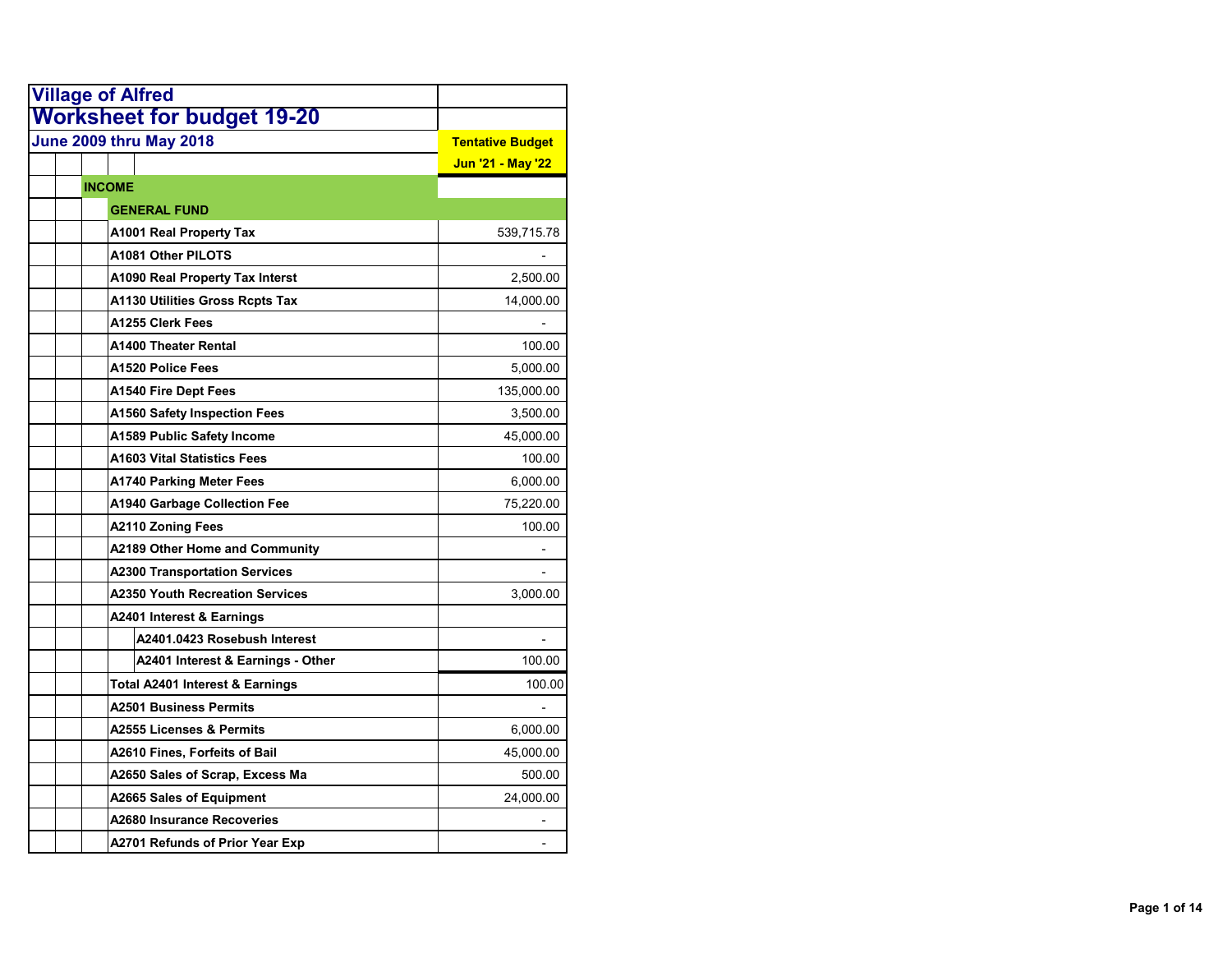# Village of Alfred

## Worksheet for budget 19-20

### June 2009 thru May 2018

| | Tentative Budget Jun '21 - May '22 |
|---|---|
| **INCOME** | |
| **GENERAL FUND** | |
| A1001 Real Property Tax | 539,715.78 |
| A1081 Other PILOTS | - |
| A1090 Real Property Tax Interst | 2,500.00 |
| A1130 Utilities Gross Rcpts Tax | 14,000.00 |
| A1255 Clerk Fees | - |
| A1400 Theater Rental | 100.00 |
| A1520 Police Fees | 5,000.00 |
| A1540 Fire Dept Fees | 135,000.00 |
| A1560 Safety Inspection Fees | 3,500.00 |
| A1589 Public Safety Income | 45,000.00 |
| A1603 Vital Statistics Fees | 100.00 |
| A1740 Parking Meter Fees | 6,000.00 |
| A1940 Garbage Collection Fee | 75,220.00 |
| A2110 Zoning Fees | 100.00 |
| A2189 Other Home and Community | - |
| A2300 Transportation Services | - |
| A2350 Youth Recreation Services | 3,000.00 |
| A2401 Interest & Earnings | |
| A2401.0423 Rosebush Interest | - |
| A2401 Interest & Earnings - Other | 100.00 |
| Total A2401 Interest & Earnings | 100.00 |
| A2501 Business Permits | - |
| A2555 Licenses & Permits | 6,000.00 |
| A2610 Fines, Forfeits of Bail | 45,000.00 |
| A2650 Sales of Scrap, Excess Ma | 500.00 |
| A2665 Sales of Equipment | 24,000.00 |
| A2680 Insurance Recoveries | - |
| A2701 Refunds of Prior Year Exp | - |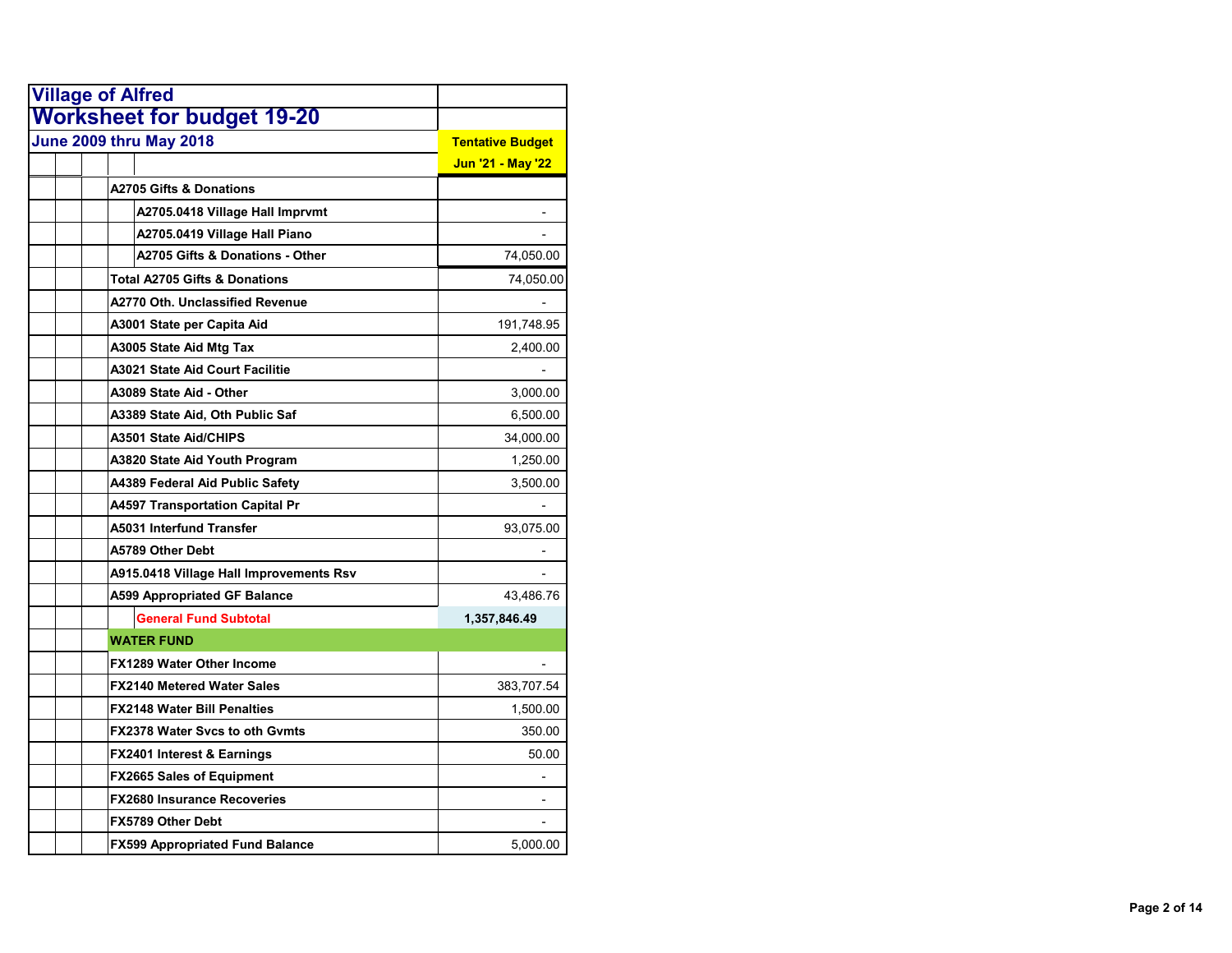## Village of Alfred

# Worksheet for budget 19-20

### June 2009 thru May 2018

| | Tentative Budget Jun '21 - May '22 |
|---|---|
| A2705 Gifts & Donations | |
| A2705.0418 Village Hall Imprvmt | - |
| A2705.0419 Village Hall Piano | - |
| A2705 Gifts & Donations - Other | 74,050.00 |
| Total A2705 Gifts & Donations | 74,050.00 |
| A2770 Oth. Unclassified Revenue | - |
| A3001 State per Capita Aid | 191,748.95 |
| A3005 State Aid Mtg Tax | 2,400.00 |
| A3021 State Aid Court Facilitie | - |
| A3089 State Aid - Other | 3,000.00 |
| A3389 State Aid, Oth Public Saf | 6,500.00 |
| A3501 State Aid/CHIPS | 34,000.00 |
| A3820 State Aid Youth Program | 1,250.00 |
| A4389 Federal Aid Public Safety | 3,500.00 |
| A4597 Transportation Capital Pr | - |
| A5031 Interfund Transfer | 93,075.00 |
| A5789 Other Debt | - |
| A915.0418 Village Hall Improvements Rsv | - |
| A599 Appropriated GF Balance | 43,486.76 |
| General Fund Subtotal | 1,357,846.49 |
| WATER FUND | |
| FX1289 Water Other Income | - |
| FX2140 Metered Water Sales | 383,707.54 |
| FX2148 Water Bill Penalties | 1,500.00 |
| FX2378 Water Svcs to oth Gvmts | 350.00 |
| FX2401 Interest & Earnings | 50.00 |
| FX2665 Sales of Equipment | - |
| FX2680 Insurance Recoveries | - |
| FX5789 Other Debt | - |
| FX599 Appropriated Fund Balance | 5,000.00 |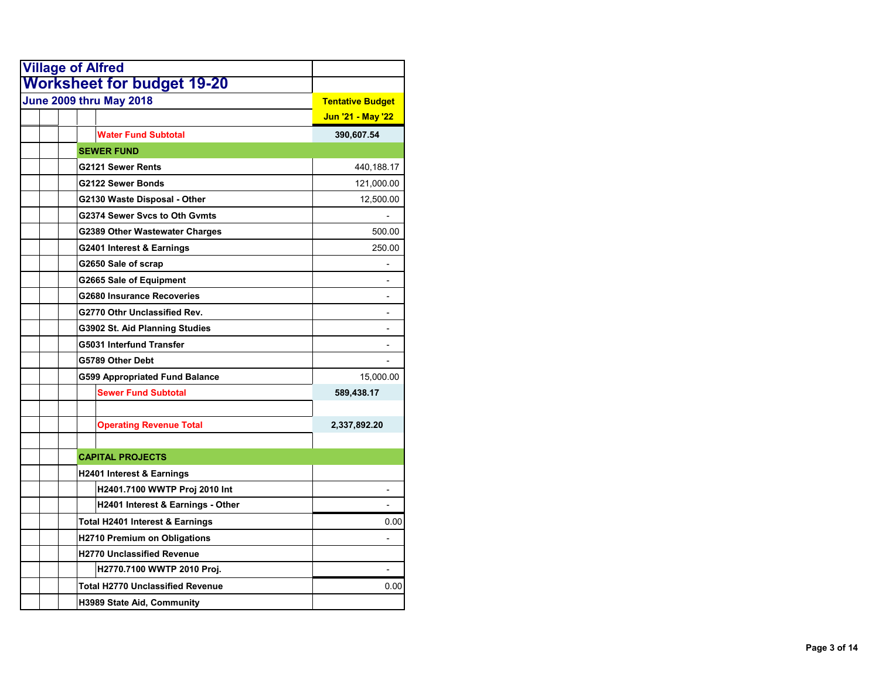# Village of Alfred

## Worksheet for budget 19-20

### June 2009 thru May 2018

| | Tentative Budget Jun '21 - May '22 |
|---|---|
| **Water Fund Subtotal** | **390,607.54** |
| **SEWER FUND** | |
| G2121 Sewer Rents | 440,188.17 |
| G2122 Sewer Bonds | 121,000.00 |
| G2130 Waste Disposal - Other | 12,500.00 |
| G2374 Sewer Svcs to Oth Gvmts | - |
| G2389 Other Wastewater Charges | 500.00 |
| G2401 Interest & Earnings | 250.00 |
| G2650 Sale of scrap | - |
| G2665 Sale of Equipment | - |
| G2680 Insurance Recoveries | - |
| G2770 Othr Unclassified Rev. | - |
| G3902 St. Aid Planning Studies | - |
| G5031 Interfund Transfer | - |
| G5789 Other Debt | - |
| G599 Appropriated Fund Balance | 15,000.00 |
| **Sewer Fund Subtotal** | **589,438.17** |
| | |
| **Operating Revenue Total** | **2,337,892.20** |
| | |
| **CAPITAL PROJECTS** | |
| H2401 Interest & Earnings | |
| H2401.7100 WWTP Proj 2010 Int | - |
| H2401 Interest & Earnings - Other | - |
| Total H2401 Interest & Earnings | 0.00 |
| H2710 Premium on Obligations | - |
| H2770 Unclassified Revenue | |
| H2770.7100 WWTP 2010 Proj. | - |
| Total H2770 Unclassified Revenue | 0.00 |
| H3989 State Aid, Community | |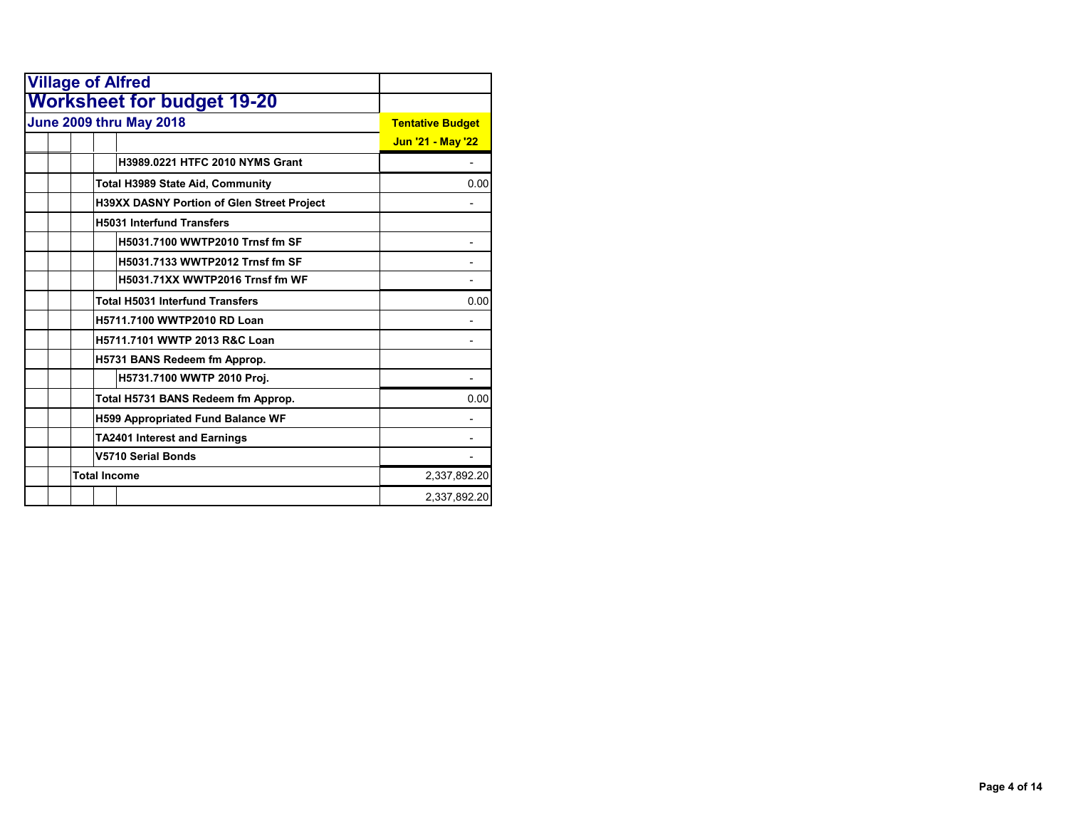## Village of Alfred

# Worksheet for budget 19-20

### June 2009 thru May 2018

| Account | Tentative Budget Jun '21 - May '22 |
|---|---|
| H3989.0221 HTFC 2010 NYMS Grant | - |
| Total H3989 State Aid, Community | 0.00 |
| H39XX DASNY Portion of Glen Street Project | - |
| H5031 Interfund Transfers | |
| H5031.7100 WWTP2010 Trnsf fm SF | - |
| H5031.7133 WWTP2012 Trnsf fm SF | - |
| H5031.71XX WWTP2016 Trnsf fm WF | - |
| Total H5031 Interfund Transfers | 0.00 |
| H5711.7100 WWTP2010 RD Loan | - |
| H5711.7101 WWTP 2013 R&C Loan | - |
| H5731 BANS Redeem fm Approp. | |
| H5731.7100 WWTP 2010 Proj. | - |
| Total H5731 BANS Redeem fm Approp. | 0.00 |
| H599 Appropriated Fund Balance WF | - |
| TA2401 Interest and Earnings | - |
| V5710 Serial Bonds | - |
| Total Income | 2,337,892.20 |
| | 2,337,892.20 |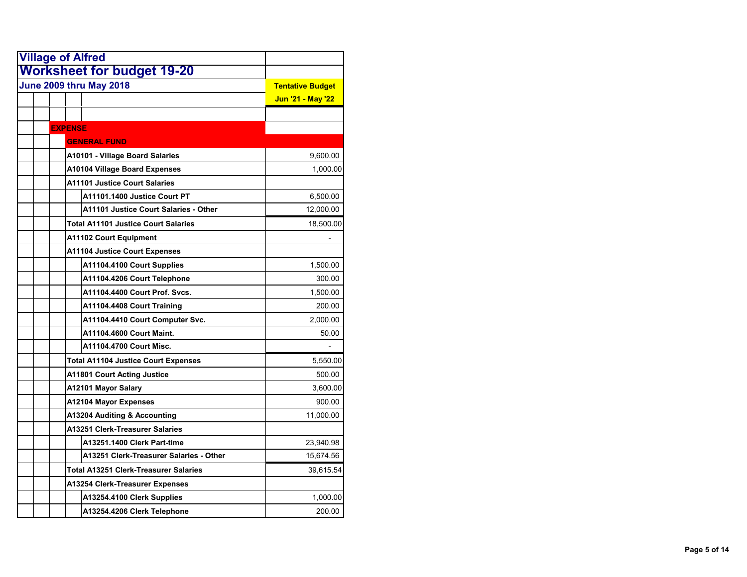# Village of Alfred

## Worksheet for budget 19-20

### June 2009 thru May 2018

| | Tentative Budget Jun '21 - May '22 |
|---|---|
| **EXPENSE** | |
| **GENERAL FUND** | |
| A10101 - Village Board Salaries | 9,600.00 |
| A10104 Village Board Expenses | 1,000.00 |
| A11101 Justice Court Salaries | |
| A11101.1400 Justice Court PT | 6,500.00 |
| A11101 Justice Court Salaries - Other | 12,000.00 |
| Total A11101 Justice Court Salaries | 18,500.00 |
| A11102 Court Equipment | - |
| A11104 Justice Court Expenses | |
| A11104.4100 Court Supplies | 1,500.00 |
| A11104.4206 Court Telephone | 300.00 |
| A11104.4400 Court Prof. Svcs. | 1,500.00 |
| A11104.4408 Court Training | 200.00 |
| A11104.4410 Court Computer Svc. | 2,000.00 |
| A11104.4600 Court Maint. | 50.00 |
| A11104.4700 Court Misc. | - |
| Total A11104 Justice Court Expenses | 5,550.00 |
| A11801 Court Acting Justice | 500.00 |
| A12101 Mayor Salary | 3,600.00 |
| A12104 Mayor Expenses | 900.00 |
| A13204 Auditing & Accounting | 11,000.00 |
| A13251 Clerk-Treasurer Salaries | |
| A13251.1400 Clerk Part-time | 23,940.98 |
| A13251 Clerk-Treasurer Salaries - Other | 15,674.56 |
| Total A13251 Clerk-Treasurer Salaries | 39,615.54 |
| A13254 Clerk-Treasurer Expenses | |
| A13254.4100 Clerk Supplies | 1,000.00 |
| A13254.4206 Clerk Telephone | 200.00 |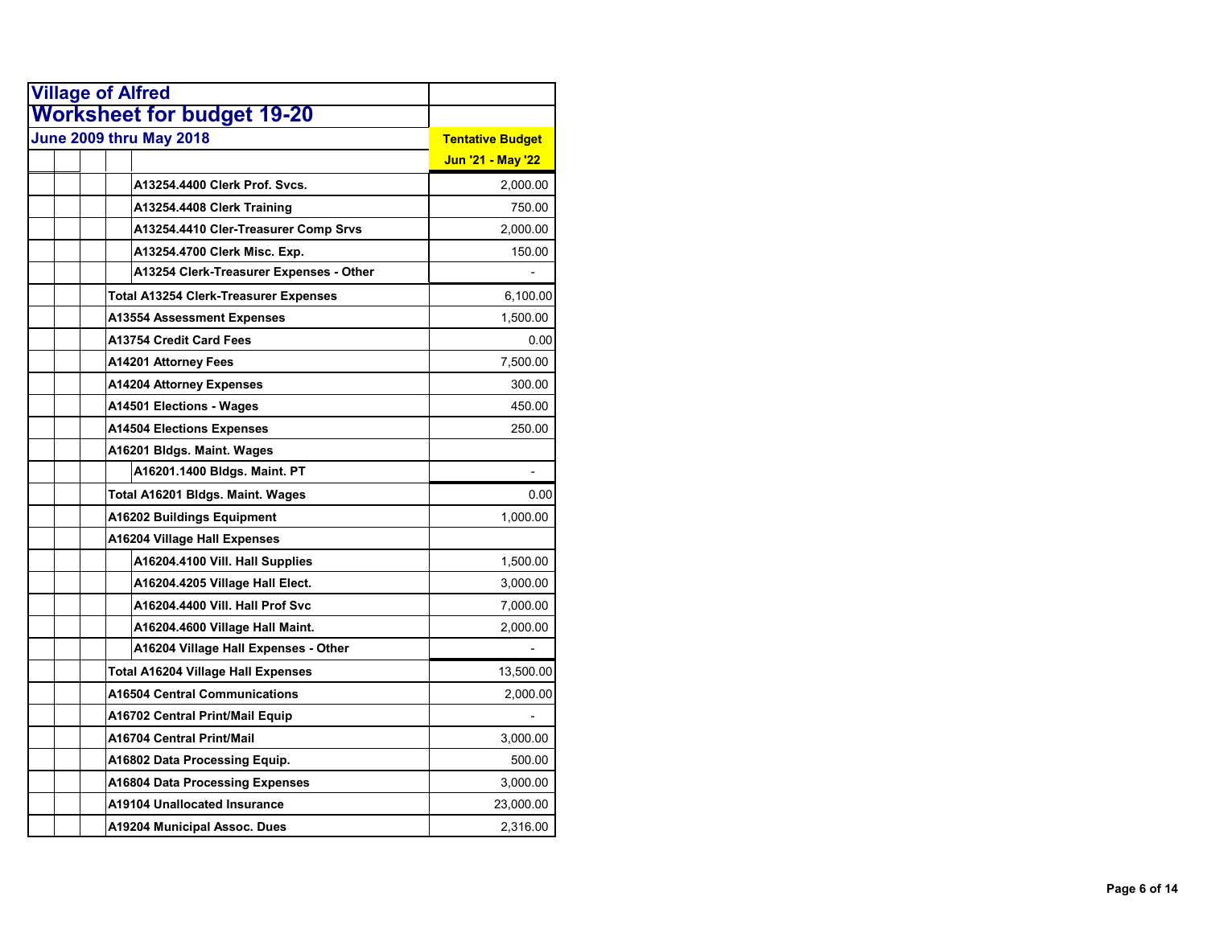# Village of Alfred

## Worksheet for budget 19-20

### June 2009 thru May 2018

| Account | Tentative Budget Jun '21 - May '22 |
|---|---|
| A13254.4400 Clerk Prof. Svcs. | 2,000.00 |
| A13254.4408 Clerk Training | 750.00 |
| A13254.4410 Cler-Treasurer Comp Srvs | 2,000.00 |
| A13254.4700 Clerk Misc. Exp. | 150.00 |
| A13254 Clerk-Treasurer Expenses - Other | - |
| Total A13254 Clerk-Treasurer Expenses | 6,100.00 |
| A13554 Assessment Expenses | 1,500.00 |
| A13754 Credit Card Fees | 0.00 |
| A14201 Attorney Fees | 7,500.00 |
| A14204 Attorney Expenses | 300.00 |
| A14501 Elections - Wages | 450.00 |
| A14504 Elections Expenses | 250.00 |
| A16201 Bldgs. Maint. Wages | |
| A16201.1400 Bldgs. Maint. PT | - |
| Total A16201 Bldgs. Maint. Wages | 0.00 |
| A16202 Buildings Equipment | 1,000.00 |
| A16204 Village Hall Expenses | |
| A16204.4100 Vill. Hall Supplies | 1,500.00 |
| A16204.4205 Village Hall Elect. | 3,000.00 |
| A16204.4400 Vill. Hall Prof Svc | 7,000.00 |
| A16204.4600 Village Hall Maint. | 2,000.00 |
| A16204 Village Hall Expenses - Other | - |
| Total A16204 Village Hall Expenses | 13,500.00 |
| A16504 Central Communications | 2,000.00 |
| A16702 Central Print/Mail Equip | - |
| A16704 Central Print/Mail | 3,000.00 |
| A16802 Data Processing Equip. | 500.00 |
| A16804 Data Processing Expenses | 3,000.00 |
| A19104 Unallocated Insurance | 23,000.00 |
| A19204 Municipal Assoc. Dues | 2,316.00 |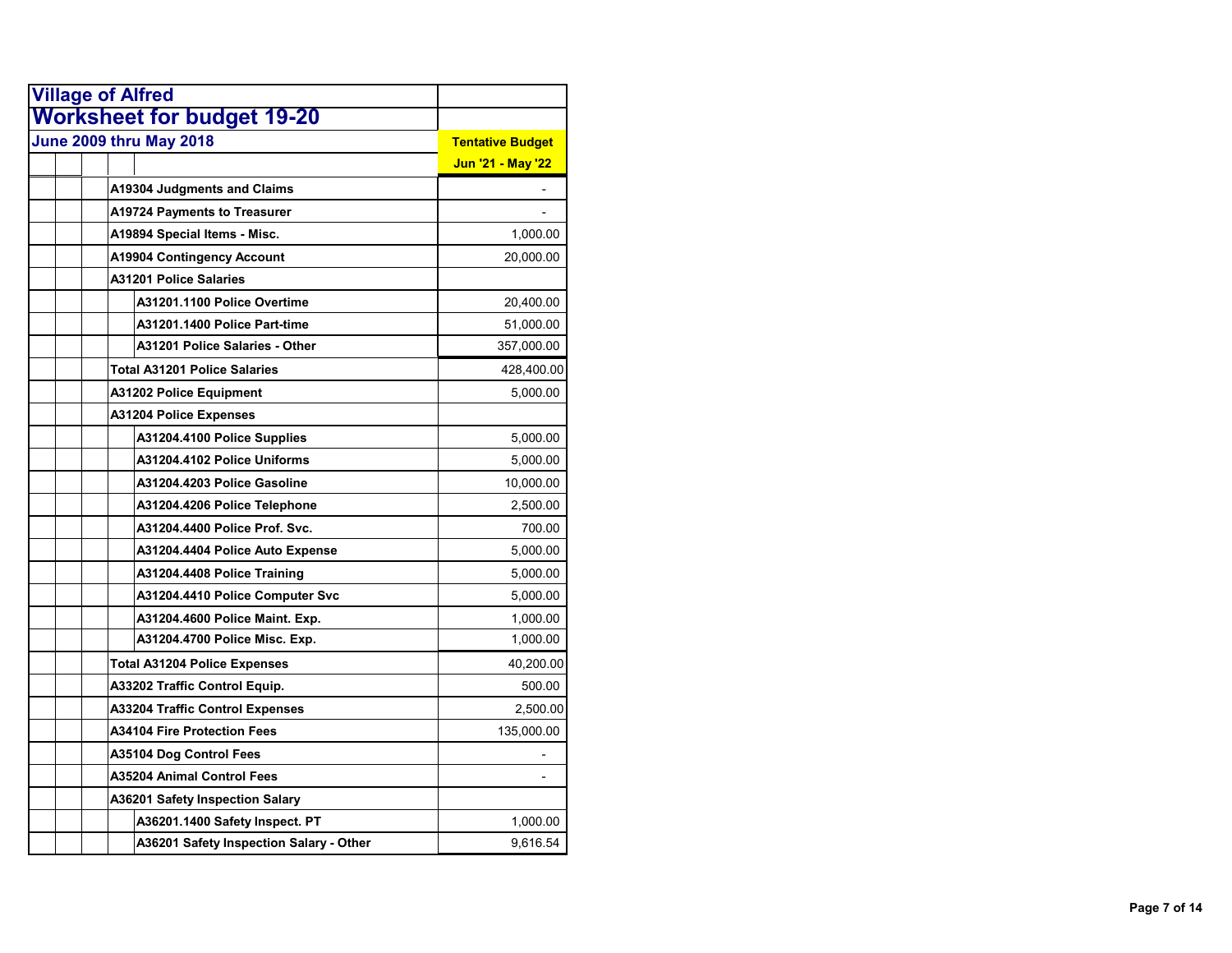# Village of Alfred

## Worksheet for budget 19-20

### June 2009 thru May 2018

| | Tentative Budget Jun '21 - May '22 |
|---|---|
| A19304 Judgments and Claims | - |
| A19724 Payments to Treasurer | - |
| A19894 Special Items - Misc. | 1,000.00 |
| A19904 Contingency Account | 20,000.00 |
| A31201 Police Salaries | |
| A31201.1100 Police Overtime | 20,400.00 |
| A31201.1400 Police Part-time | 51,000.00 |
| A31201 Police Salaries - Other | 357,000.00 |
| Total A31201 Police Salaries | 428,400.00 |
| A31202 Police Equipment | 5,000.00 |
| A31204 Police Expenses | |
| A31204.4100 Police Supplies | 5,000.00 |
| A31204.4102 Police Uniforms | 5,000.00 |
| A31204.4203 Police Gasoline | 10,000.00 |
| A31204.4206 Police Telephone | 2,500.00 |
| A31204.4400 Police Prof. Svc. | 700.00 |
| A31204.4404 Police Auto Expense | 5,000.00 |
| A31204.4408 Police Training | 5,000.00 |
| A31204.4410 Police Computer Svc | 5,000.00 |
| A31204.4600 Police Maint. Exp. | 1,000.00 |
| A31204.4700 Police Misc. Exp. | 1,000.00 |
| Total A31204 Police Expenses | 40,200.00 |
| A33202 Traffic Control Equip. | 500.00 |
| A33204 Traffic Control Expenses | 2,500.00 |
| A34104 Fire Protection Fees | 135,000.00 |
| A35104 Dog Control Fees | - |
| A35204 Animal Control Fees | - |
| A36201 Safety Inspection Salary | |
| A36201.1400 Safety Inspect. PT | 1,000.00 |
| A36201 Safety Inspection Salary - Other | 9,616.54 |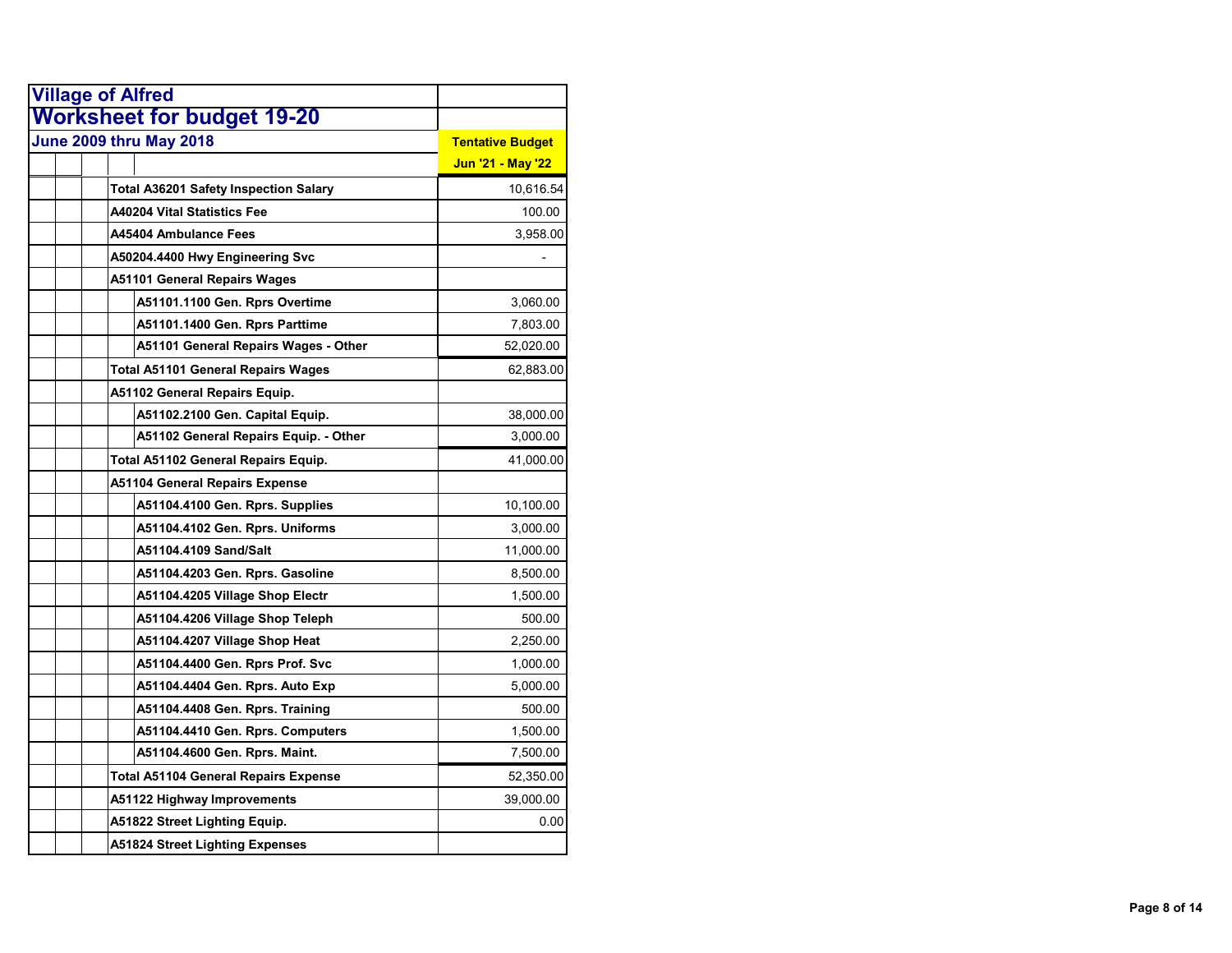# Village of Alfred

## Worksheet for budget 19-20

### June 2009 thru May 2018

| | Tentative Budget Jun '21 - May '22 |
|---|---|
| Total A36201 Safety Inspection Salary | 10,616.54 |
| A40204 Vital Statistics Fee | 100.00 |
| A45404 Ambulance Fees | 3,958.00 |
| A50204.4400 Hwy Engineering Svc | - |
| A51101 General Repairs Wages | |
| A51101.1100 Gen. Rprs Overtime | 3,060.00 |
| A51101.1400 Gen. Rprs Parttime | 7,803.00 |
| A51101 General Repairs Wages - Other | 52,020.00 |
| Total A51101 General Repairs Wages | 62,883.00 |
| A51102 General Repairs Equip. | |
| A51102.2100 Gen. Capital Equip. | 38,000.00 |
| A51102 General Repairs Equip. - Other | 3,000.00 |
| Total A51102 General Repairs Equip. | 41,000.00 |
| A51104 General Repairs Expense | |
| A51104.4100 Gen. Rprs. Supplies | 10,100.00 |
| A51104.4102 Gen. Rprs. Uniforms | 3,000.00 |
| A51104.4109 Sand/Salt | 11,000.00 |
| A51104.4203 Gen. Rprs. Gasoline | 8,500.00 |
| A51104.4205 Village Shop Electr | 1,500.00 |
| A51104.4206 Village Shop Teleph | 500.00 |
| A51104.4207 Village Shop Heat | 2,250.00 |
| A51104.4400 Gen. Rprs Prof. Svc | 1,000.00 |
| A51104.4404 Gen. Rprs. Auto Exp | 5,000.00 |
| A51104.4408 Gen. Rprs. Training | 500.00 |
| A51104.4410 Gen. Rprs. Computers | 1,500.00 |
| A51104.4600 Gen. Rprs. Maint. | 7,500.00 |
| Total A51104 General Repairs Expense | 52,350.00 |
| A51122 Highway Improvements | 39,000.00 |
| A51822 Street Lighting Equip. | 0.00 |
| A51824 Street Lighting Expenses | |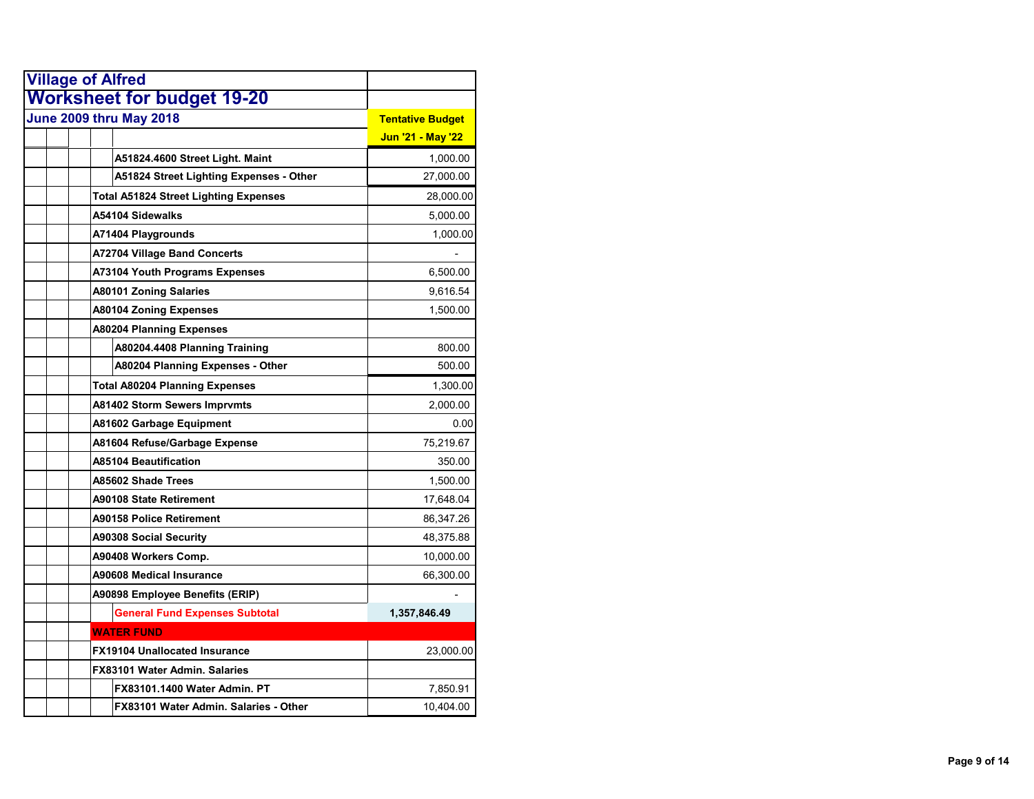# Village of Alfred

## Worksheet for budget 19-20

### June 2009 thru May 2018

| | Tentative Budget Jun '21 - May '22 |
|---|---|
| A51824.4600 Street Light. Maint | 1,000.00 |
| A51824 Street Lighting Expenses - Other | 27,000.00 |
| Total A51824 Street Lighting Expenses | 28,000.00 |
| A54104 Sidewalks | 5,000.00 |
| A71404 Playgrounds | 1,000.00 |
| A72704 Village Band Concerts | - |
| A73104 Youth Programs Expenses | 6,500.00 |
| A80101 Zoning Salaries | 9,616.54 |
| A80104 Zoning Expenses | 1,500.00 |
| A80204 Planning Expenses | |
| A80204.4408 Planning Training | 800.00 |
| A80204 Planning Expenses - Other | 500.00 |
| Total A80204 Planning Expenses | 1,300.00 |
| A81402 Storm Sewers Imprvmts | 2,000.00 |
| A81602 Garbage Equipment | 0.00 |
| A81604 Refuse/Garbage Expense | 75,219.67 |
| A85104 Beautification | 350.00 |
| A85602 Shade Trees | 1,500.00 |
| A90108 State Retirement | 17,648.04 |
| A90158 Police Retirement | 86,347.26 |
| A90308 Social Security | 48,375.88 |
| A90408 Workers Comp. | 10,000.00 |
| A90608 Medical Insurance | 66,300.00 |
| A90898 Employee Benefits (ERIP) | - |
| General Fund Expenses Subtotal | 1,357,846.49 |
| WATER FUND | |
| FX19104 Unallocated Insurance | 23,000.00 |
| FX83101 Water Admin. Salaries | |
| FX83101.1400 Water Admin. PT | 7,850.91 |
| FX83101 Water Admin. Salaries - Other | 10,404.00 |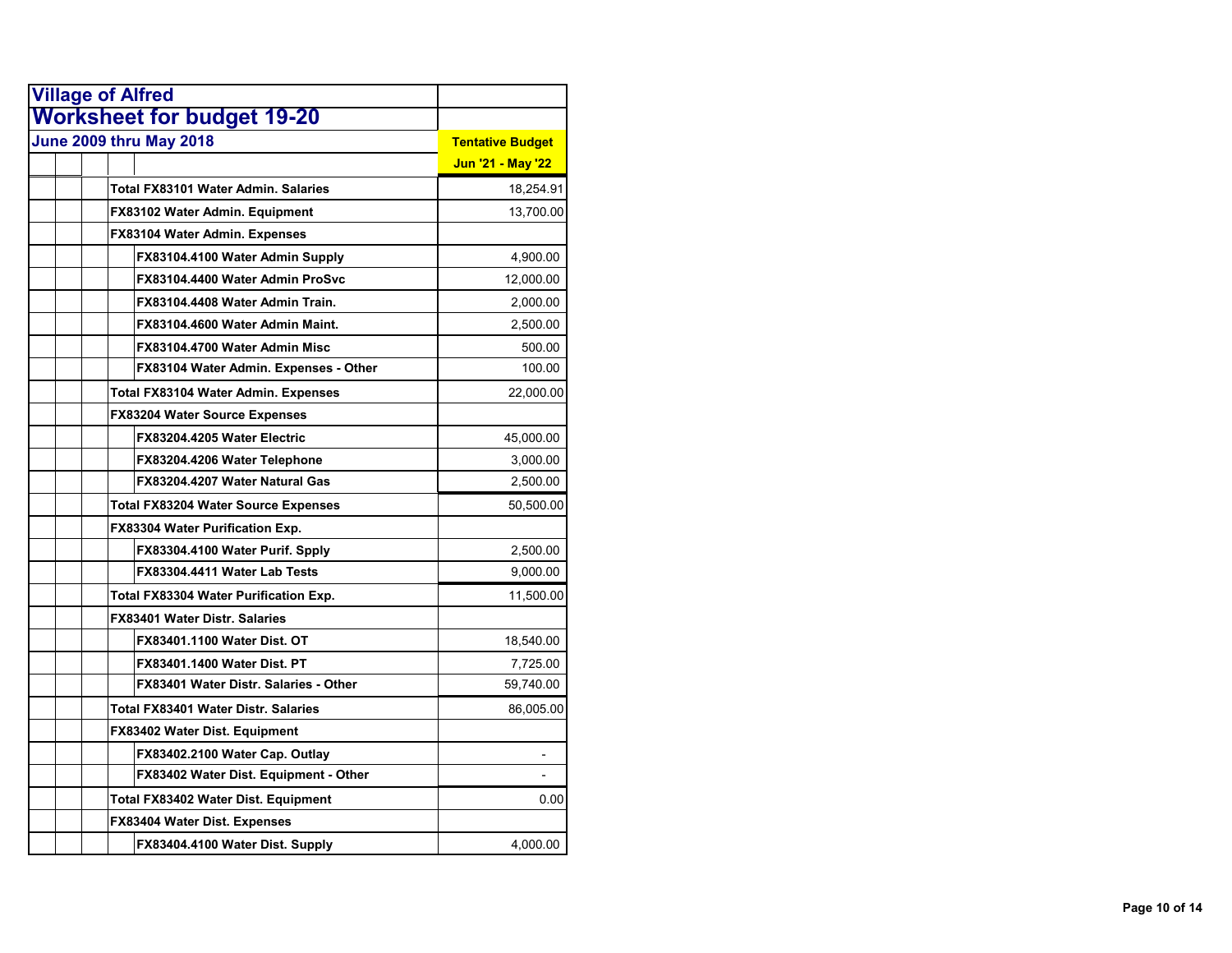# Village of Alfred

## Worksheet for budget 19-20

### June 2009 thru May 2018

| Account | Tentative Budget Jun '21 - May '22 |
|---|---|
| **Total FX83101 Water Admin. Salaries** | 18,254.91 |
| **FX83102 Water Admin. Equipment** | 13,700.00 |
| **FX83104 Water Admin. Expenses** | |
| FX83104.4100 Water Admin Supply | 4,900.00 |
| FX83104.4400 Water Admin ProSvc | 12,000.00 |
| FX83104.4408 Water Admin Train. | 2,000.00 |
| FX83104.4600 Water Admin Maint. | 2,500.00 |
| FX83104.4700 Water Admin Misc | 500.00 |
| FX83104 Water Admin. Expenses - Other | 100.00 |
| **Total FX83104 Water Admin. Expenses** | 22,000.00 |
| **FX83204 Water Source Expenses** | |
| FX83204.4205 Water Electric | 45,000.00 |
| FX83204.4206 Water Telephone | 3,000.00 |
| FX83204.4207 Water Natural Gas | 2,500.00 |
| **Total FX83204 Water Source Expenses** | 50,500.00 |
| **FX83304 Water Purification Exp.** | |
| FX83304.4100 Water Purif. Spply | 2,500.00 |
| FX83304.4411 Water Lab Tests | 9,000.00 |
| **Total FX83304 Water Purification Exp.** | 11,500.00 |
| **FX83401 Water Distr. Salaries** | |
| FX83401.1100 Water Dist. OT | 18,540.00 |
| FX83401.1400 Water Dist. PT | 7,725.00 |
| FX83401 Water Distr. Salaries - Other | 59,740.00 |
| **Total FX83401 Water Distr. Salaries** | 86,005.00 |
| **FX83402 Water Dist. Equipment** | |
| FX83402.2100 Water Cap. Outlay | - |
| FX83402 Water Dist. Equipment - Other | - |
| **Total FX83402 Water Dist. Equipment** | 0.00 |
| **FX83404 Water Dist. Expenses** | |
| FX83404.4100 Water Dist. Supply | 4,000.00 |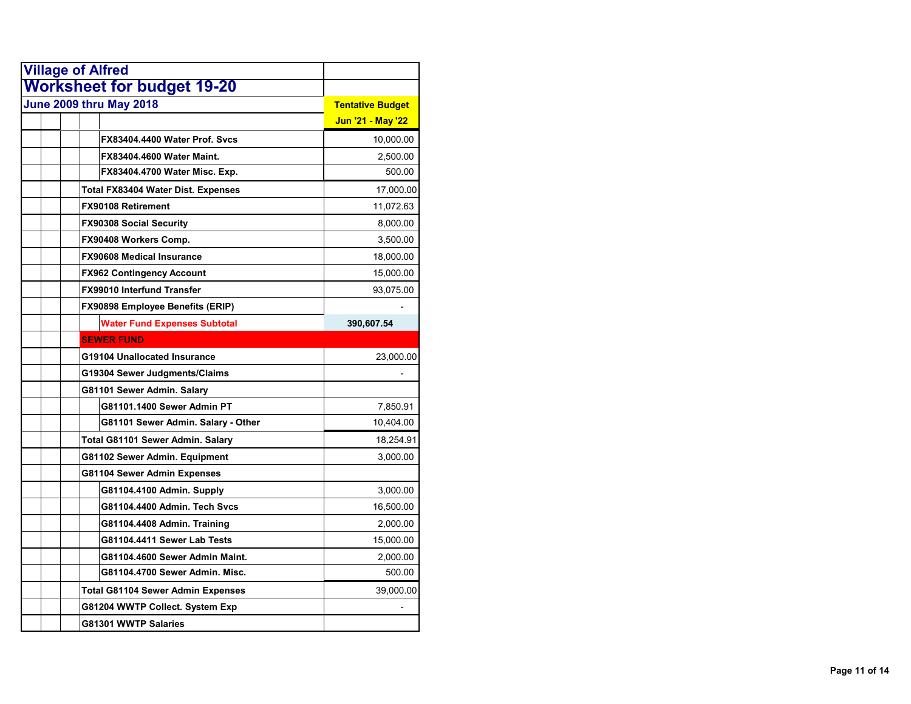# Village of Alfred

## Worksheet for budget 19-20

### June 2009 thru May 2018

| Account | Tentative Budget Jun '21 - May '22 |
|---|---|
| FX83404.4400 Water Prof. Svcs | 10,000.00 |
| FX83404.4600 Water Maint. | 2,500.00 |
| FX83404.4700 Water Misc. Exp. | 500.00 |
| Total FX83404 Water Dist. Expenses | 17,000.00 |
| FX90108 Retirement | 11,072.63 |
| FX90308 Social Security | 8,000.00 |
| FX90408 Workers Comp. | 3,500.00 |
| FX90608 Medical Insurance | 18,000.00 |
| FX962 Contingency Account | 15,000.00 |
| FX99010 Interfund Transfer | 93,075.00 |
| FX90898 Employee Benefits (ERIP) | - |
| **Water Fund Expenses Subtotal** | **390,607.54** |
| **SEWER FUND** | |
| G19104 Unallocated Insurance | 23,000.00 |
| G19304 Sewer Judgments/Claims | - |
| G81101 Sewer Admin. Salary | |
| G81101.1400 Sewer Admin PT | 7,850.91 |
| G81101 Sewer Admin. Salary - Other | 10,404.00 |
| Total G81101 Sewer Admin. Salary | 18,254.91 |
| G81102 Sewer Admin. Equipment | 3,000.00 |
| G81104 Sewer Admin Expenses | |
| G81104.4100 Admin. Supply | 3,000.00 |
| G81104.4400 Admin. Tech Svcs | 16,500.00 |
| G81104.4408 Admin. Training | 2,000.00 |
| G81104.4411 Sewer Lab Tests | 15,000.00 |
| G81104.4600 Sewer Admin Maint. | 2,000.00 |
| G81104.4700 Sewer Admin. Misc. | 500.00 |
| Total G81104 Sewer Admin Expenses | 39,000.00 |
| G81204 WWTP Collect. System Exp | - |
| G81301 WWTP Salaries | |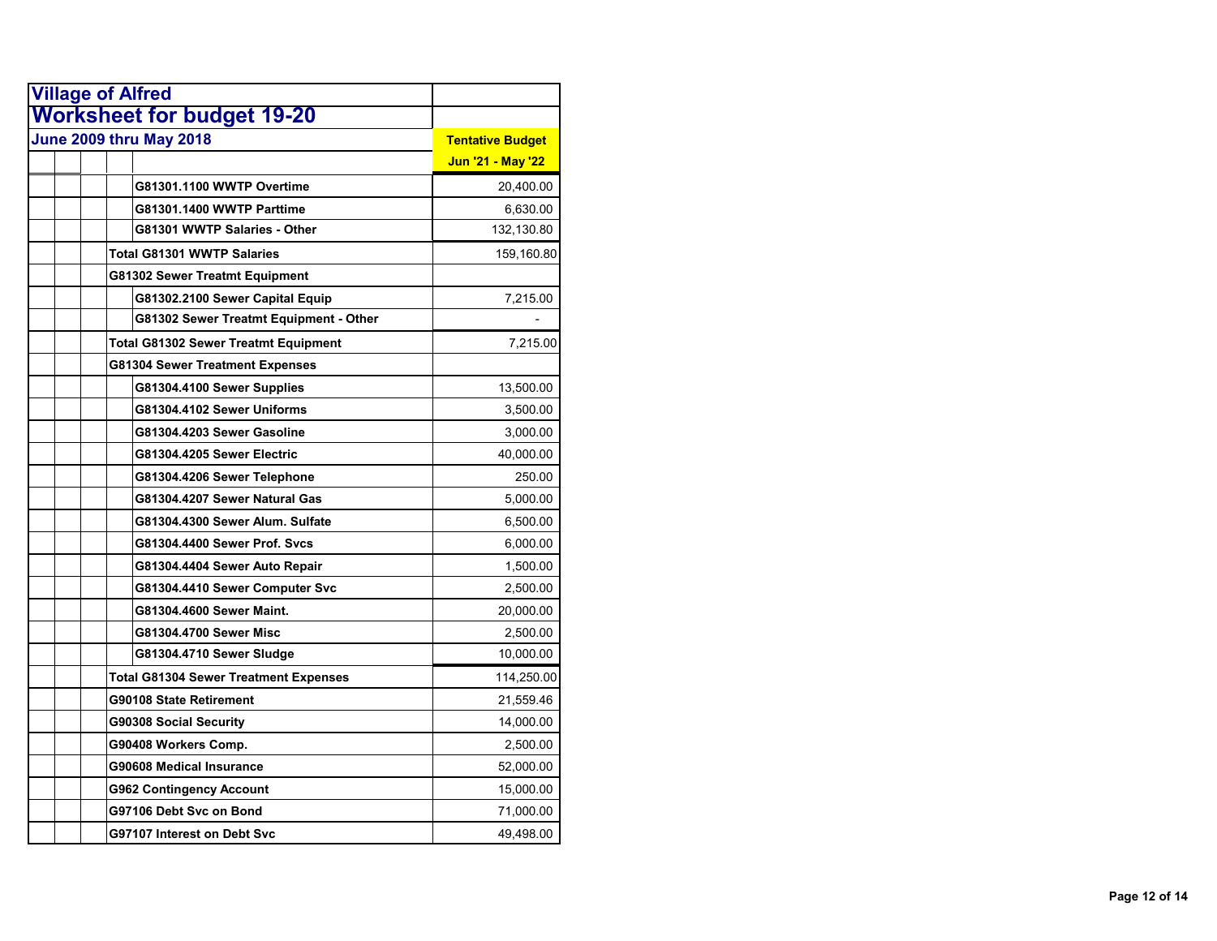# Village of Alfred

## Worksheet for budget 19-20

### June 2009 thru May 2018

| | Tentative Budget Jun '21 - May '22 |
|---|---|
| G81301.1100 WWTP Overtime | 20,400.00 |
| G81301.1400 WWTP Parttime | 6,630.00 |
| G81301 WWTP Salaries - Other | 132,130.80 |
| Total G81301 WWTP Salaries | 159,160.80 |
| G81302 Sewer Treatmt Equipment | |
| G81302.2100 Sewer Capital Equip | 7,215.00 |
| G81302 Sewer Treatmt Equipment - Other | - |
| Total G81302 Sewer Treatmt Equipment | 7,215.00 |
| G81304 Sewer Treatment Expenses | |
| G81304.4100 Sewer Supplies | 13,500.00 |
| G81304.4102 Sewer Uniforms | 3,500.00 |
| G81304.4203 Sewer Gasoline | 3,000.00 |
| G81304.4205 Sewer Electric | 40,000.00 |
| G81304.4206 Sewer Telephone | 250.00 |
| G81304.4207 Sewer Natural Gas | 5,000.00 |
| G81304.4300 Sewer Alum. Sulfate | 6,500.00 |
| G81304.4400 Sewer Prof. Svcs | 6,000.00 |
| G81304.4404 Sewer Auto Repair | 1,500.00 |
| G81304.4410 Sewer Computer Svc | 2,500.00 |
| G81304.4600 Sewer Maint. | 20,000.00 |
| G81304.4700 Sewer Misc | 2,500.00 |
| G81304.4710 Sewer Sludge | 10,000.00 |
| Total G81304 Sewer Treatment Expenses | 114,250.00 |
| G90108 State Retirement | 21,559.46 |
| G90308 Social Security | 14,000.00 |
| G90408 Workers Comp. | 2,500.00 |
| G90608 Medical Insurance | 52,000.00 |
| G962 Contingency Account | 15,000.00 |
| G97106 Debt Svc on Bond | 71,000.00 |
| G97107 Interest on Debt Svc | 49,498.00 |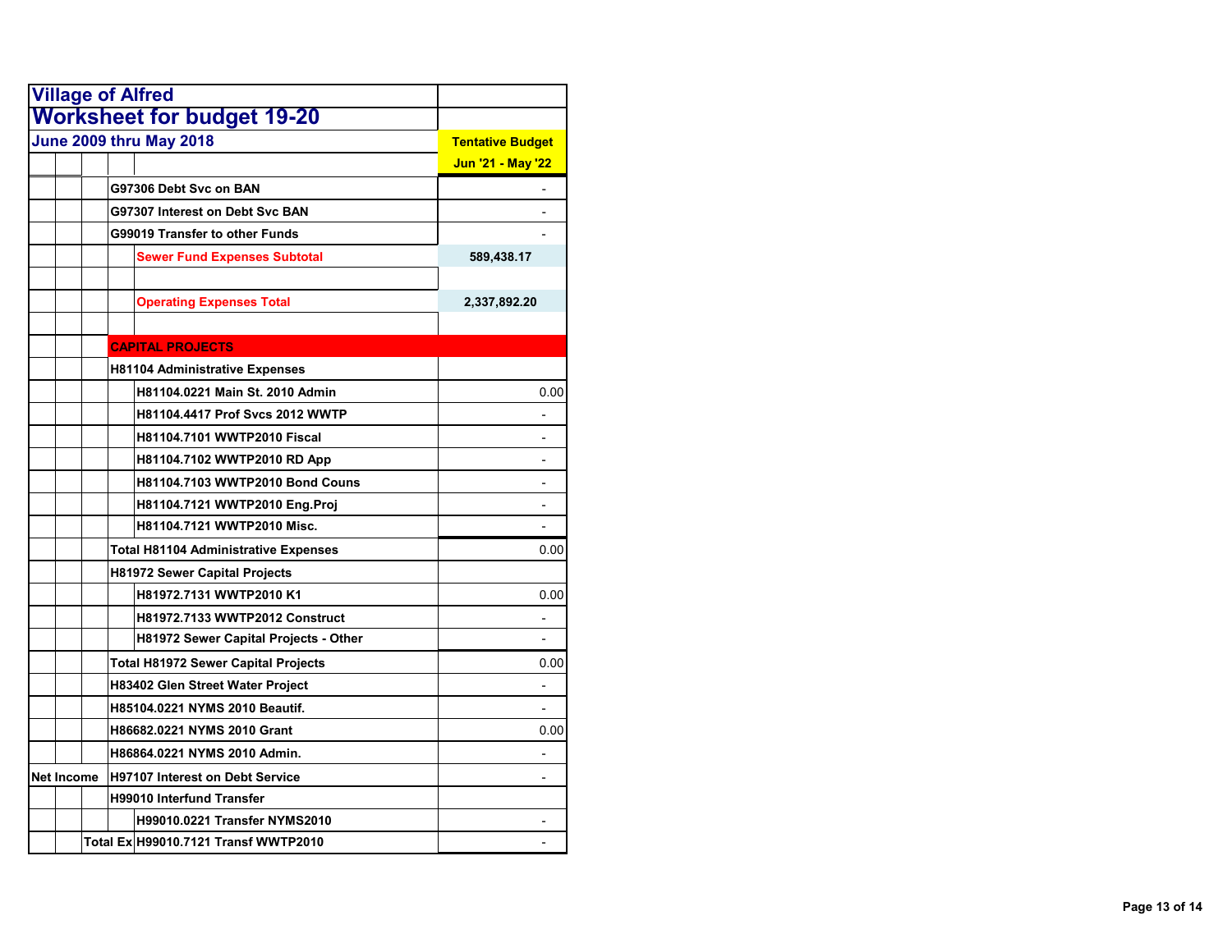# Village of Alfred

## Worksheet for budget 19-20

### June 2009 thru May 2018

| | | | | Tentative Budget Jun '21 - May '22 |
|---|---|---|---|---|
| | | G97306 Debt Svc on BAN | | - |
| | | G97307 Interest on Debt Svc BAN | | - |
| | | G99019 Transfer to other Funds | | - |
| | | | Sewer Fund Expenses Subtotal | 589,438.17 |
| | | | | |
| | | | Operating Expenses Total | 2,337,892.20 |
| | | | | |
| | | CAPITAL PROJECTS | | |
| | | H81104 Administrative Expenses | | |
| | | | H81104.0221 Main St. 2010 Admin | 0.00 |
| | | | H81104.4417 Prof Svcs 2012 WWTP | - |
| | | | H81104.7101 WWTP2010 Fiscal | - |
| | | | H81104.7102 WWTP2010 RD App | - |
| | | | H81104.7103 WWTP2010 Bond Couns | - |
| | | | H81104.7121 WWTP2010 Eng.Proj | - |
| | | | H81104.7121 WWTP2010 Misc. | - |
| | | Total H81104 Administrative Expenses | | 0.00 |
| | | H81972 Sewer Capital Projects | | |
| | | | H81972.7131 WWTP2010 K1 | 0.00 |
| | | | H81972.7133 WWTP2012 Construct | - |
| | | | H81972 Sewer Capital Projects - Other | - |
| | | Total H81972 Sewer Capital Projects | | 0.00 |
| | | H83402 Glen Street Water Project | | - |
| | | H85104.0221 NYMS 2010 Beautif. | | - |
| | | H86682.0221 NYMS 2010 Grant | | 0.00 |
| | | H86864.0221 NYMS 2010 Admin. | | - |
| Net Income | | H97107 Interest on Debt Service | | - |
| | | H99010 Interfund Transfer | | |
| | | | H99010.0221 Transfer NYMS2010 | - |
| | | Total Ex | H99010.7121 Transf WWTP2010 | - |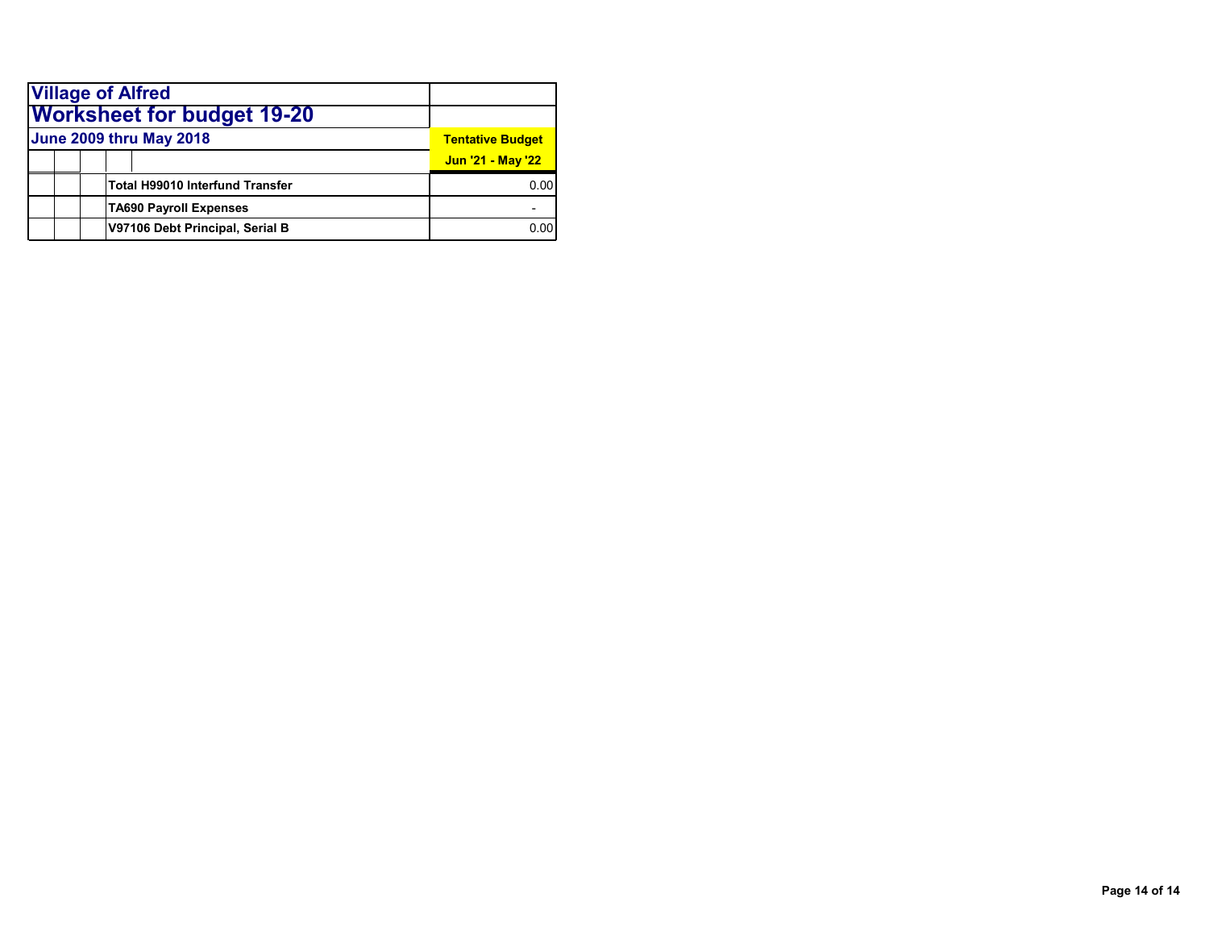| Village of Alfred | |
|---|---|
| **Worksheet for budget 19-20** | |
| **June 2009 thru May 2018** | **Tentative Budget** |
| | **Jun '21 - May '22** |
| **Total H99010 Interfund Transfer** | 0.00 |
| **TA690 Payroll Expenses** | - |
| **V97106 Debt Principal, Serial B** | 0.00 |